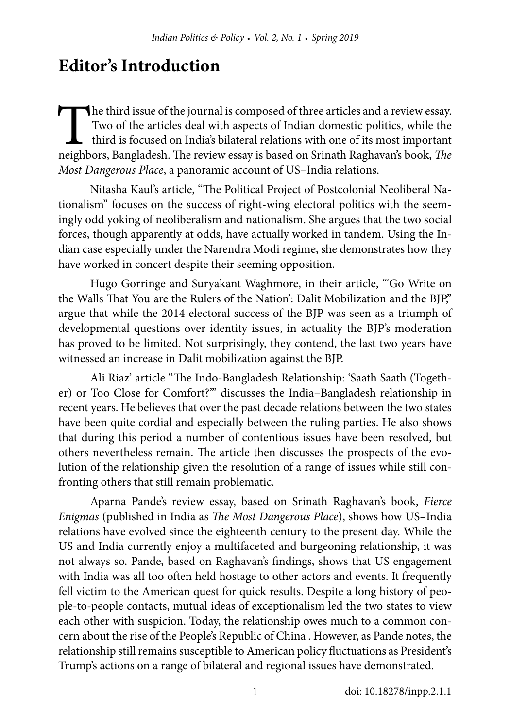# Editor's Introduction

The third issue of the journal is composed of three articles and a review essay. Two of the articles deal with aspects of Indian domestic politics, while the third is focused on India's bilateral relations with one of its most important neighbors, Bangladesh. The review essay is based on Srinath Raghavan's book, *The Most Dangerous Place*, a panoramic account of US–India relations.

Nitasha Kaul's article, "The Political Project of Postcolonial Neoliberal Nationalism" focuses on the success of right-wing electoral politics with the seemingly odd yoking of neoliberalism and nationalism. She argues that the two social forces, though apparently at odds, have actually worked in tandem. Using the Indian case especially under the Narendra Modi regime, she demonstrates how they have worked in concert despite their seeming opposition.

Hugo Gorringe and Suryakant Waghmore, in their article, "'Go Write on the Walls That You are the Rulers of the Nation': Dalit Mobilization and the BJP," argue that while the 2014 electoral success of the BJP was seen as a triumph of developmental questions over identity issues, in actuality the BJP's moderation has proved to be limited. Not surprisingly, they contend, the last two years have witnessed an increase in Dalit mobilization against the BJP.

Ali Riaz' article "The Indo-Bangladesh Relationship: 'Saath Saath (Together) or Too Close for Comfort?'" discusses the India–Bangladesh relationship in recent years. He believes that over the past decade relations between the two states have been quite cordial and especially between the ruling parties. He also shows that during this period a number of contentious issues have been resolved, but others nevertheless remain. The article then discusses the prospects of the evolution of the relationship given the resolution of a range of issues while still confronting others that still remain problematic.

Aparna Pande's review essay, based on Srinath Raghavan's book, *Fierce Enigmas* (published in India as *The Most Dangerous Place*), shows how US–India relations have evolved since the eighteenth century to the present day. While the US and India currently enjoy a multifaceted and burgeoning relationship, it was not always so. Pande, based on Raghavan's findings, shows that US engagement with India was all too often held hostage to other actors and events. It frequently fell victim to the American quest for quick results. Despite a long history of people-to-people contacts, mutual ideas of exceptionalism led the two states to view each other with suspicion. Today, the relationship owes much to a common concern about the rise of the People's Republic of China . However, as Pande notes, the relationship still remains susceptible to American policy fluctuations as President's Trump's actions on a range of bilateral and regional issues have demonstrated.

doi: 10.18278/inpp.2.1.1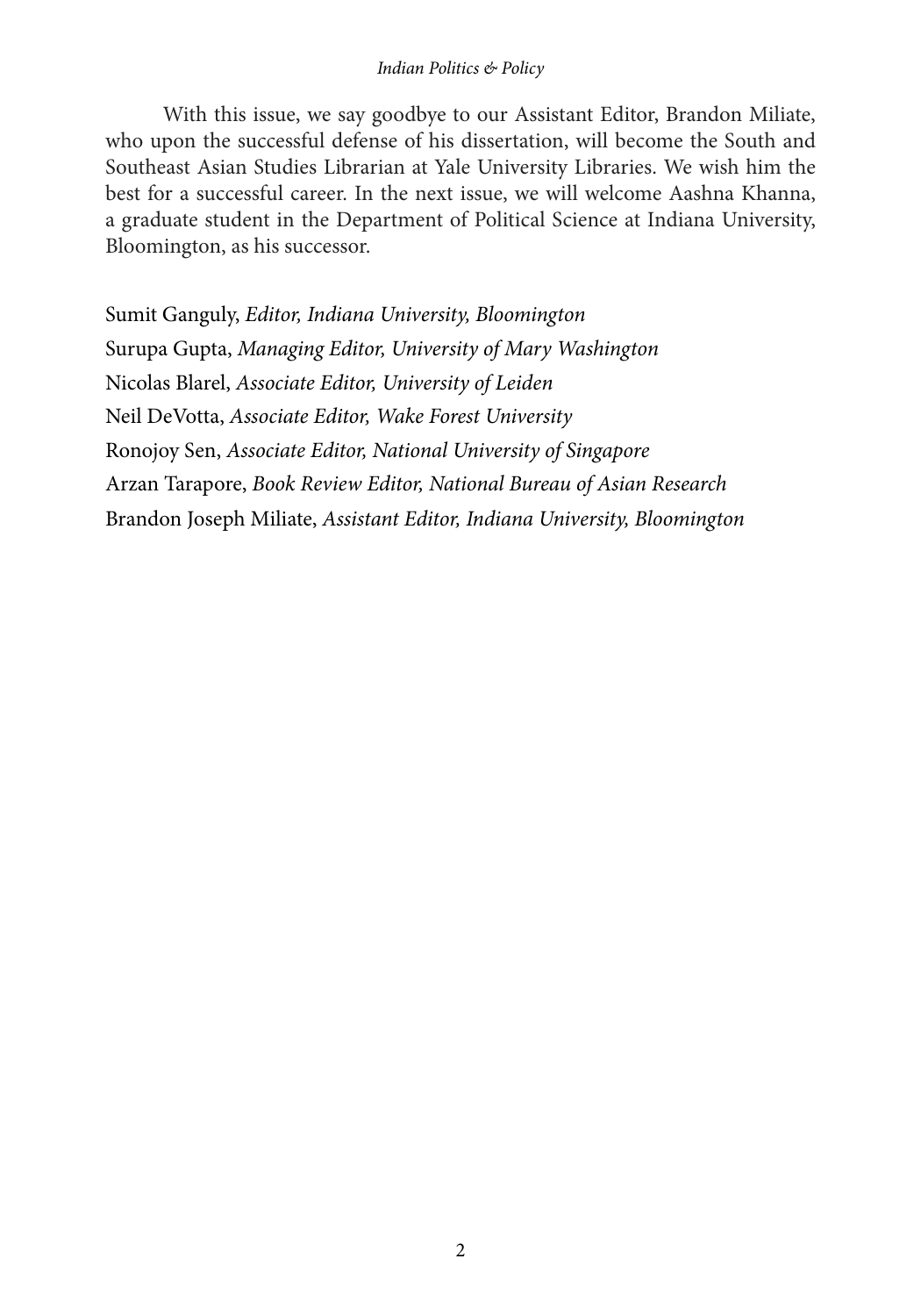With this issue, we say goodbye to our Assistant Editor, Brandon Miliate, who upon the successful defense of his dissertation, will become the South and Southeast Asian Studies Librarian at Yale University Libraries. We wish him the best for a successful career. In the next issue, we will welcome Aashna Khanna, a graduate student in the Department of Political Science at Indiana University, Bloomington, as his successor.

Sumit Ganguly, *Editor, Indiana University, Bloomington*
Surupa Gupta, *Managing Editor, University of Mary Washington*
Nicolas Blarel, *Associate Editor, University of Leiden*
Neil DeVotta, *Associate Editor, Wake Forest University*
Ronojoy Sen, *Associate Editor, National University of Singapore*
Arzan Tarapore, *Book Review Editor, National Bureau of Asian Research*
Brandon Joseph Miliate, *Assistant Editor, Indiana University, Bloomington*